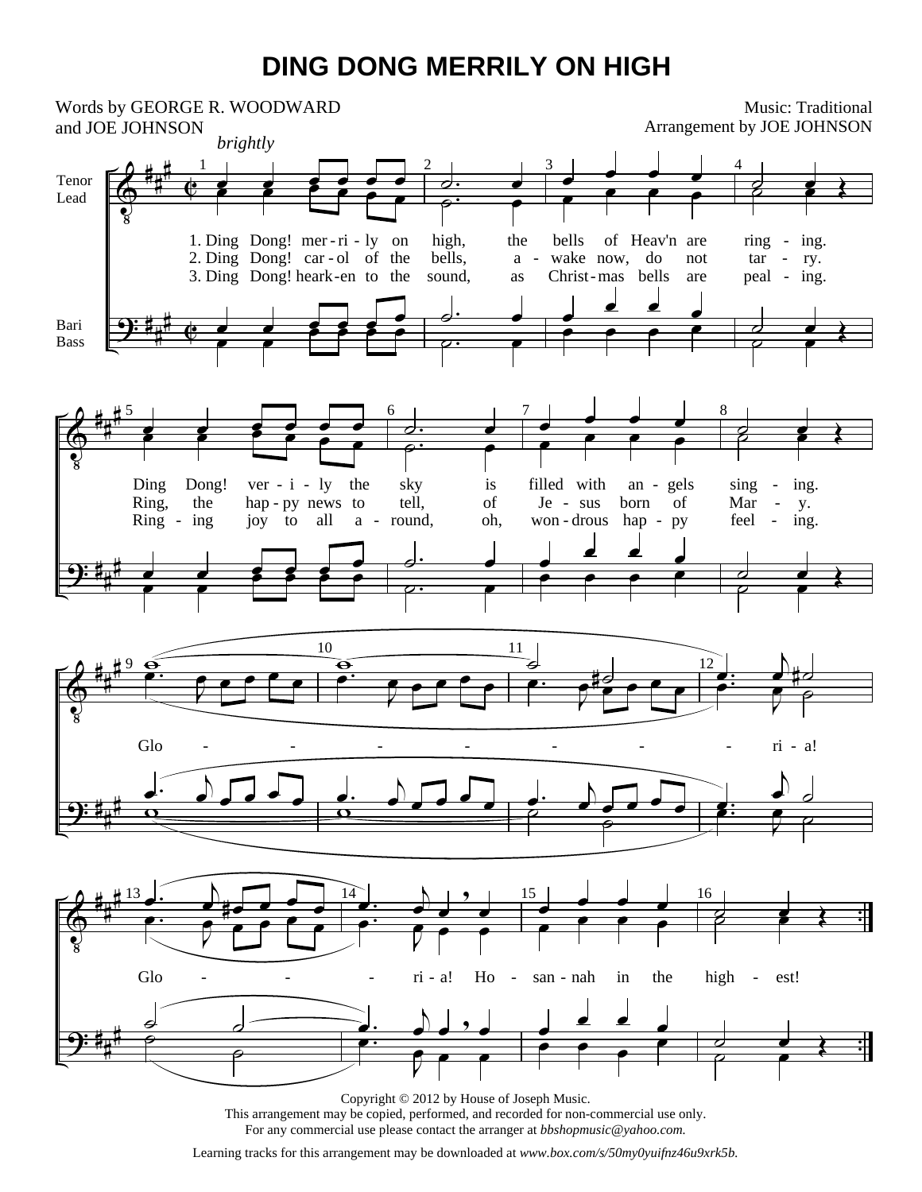# DING DONG MERRILY ON HIGH

Words by GEORGE R. WOODWARD
and JOE JOHNSON

Music: Traditional
Arrangement by JOE JOHNSON

*brightly*

Tenor / Lead
Bari / Bass

1. Ding Dong! mer-ri-ly on high, the bells of Heav'n are ring-ing.
2. Ding Dong! car-ol of the bells, a-wake now, do not tar-ry.
3. Ding Dong! heark-en to the sound, as Christ-mas bells are peal-ing.

Ding Dong! ver-i-ly the sky is filled with an-gels sing-ing.
Ring, the hap-py news to tell, of Je-sus born of Mar-y.
Ring-ing joy to all a-round, oh, won-drous hap-py feel-ing.

Glo - - - - - - - ri-a!

Glo - - - ri-a! Ho-san-nah in the high-est!

Copyright © 2012 by House of Joseph Music.
This arrangement may be copied, performed, and recorded for non-commercial use only.
For any commercial use please contact the arranger at *bbshopmusic@yahoo.com.*

Learning tracks for this arrangement may be downloaded at *www.box.com/s/50my0yuifnz46u9xrk5b.*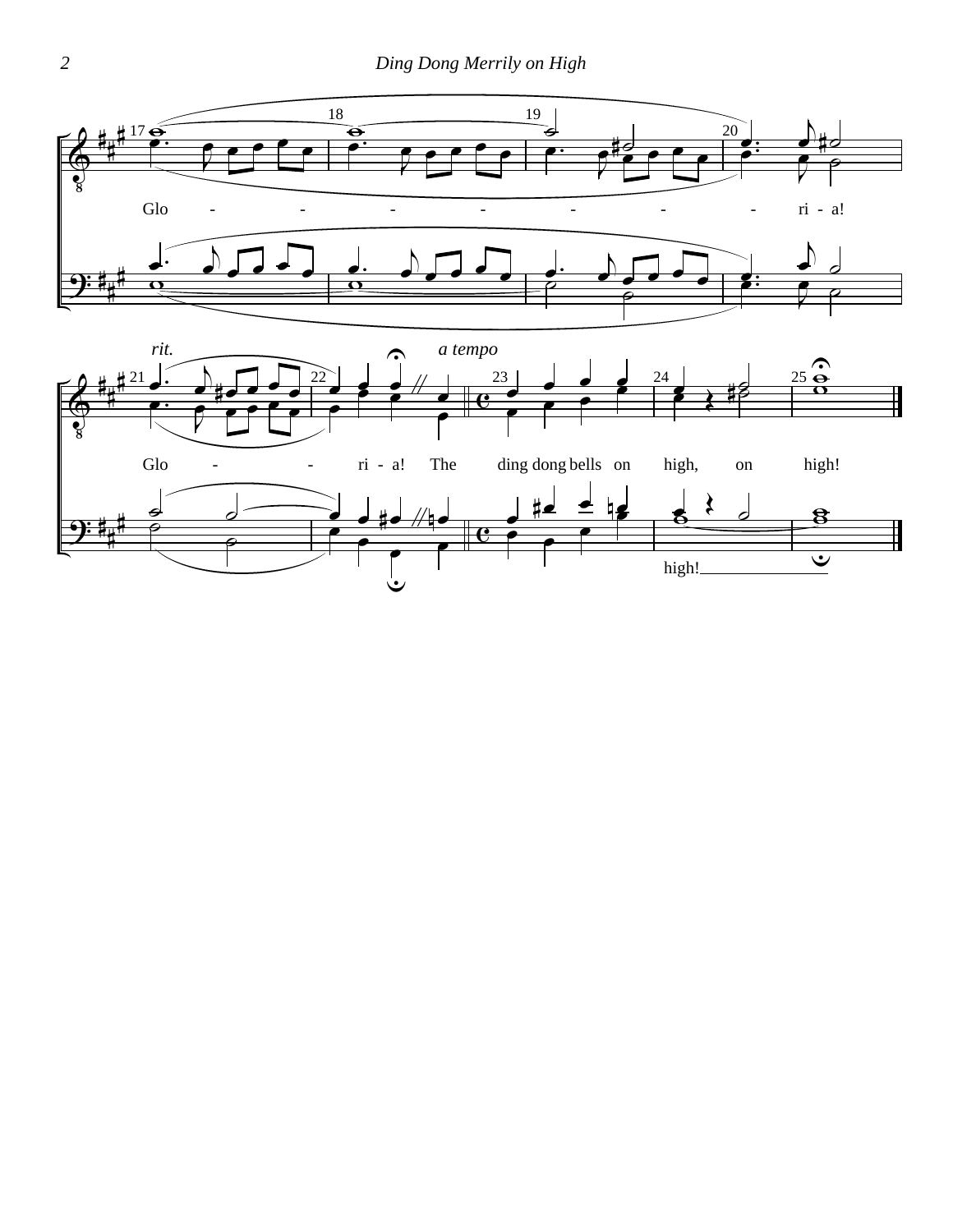Glo - - - - - - - ri - a!

*rit.* *a tempo*

Glo - - ri - a! The ding dong bells on high, on high!

high!